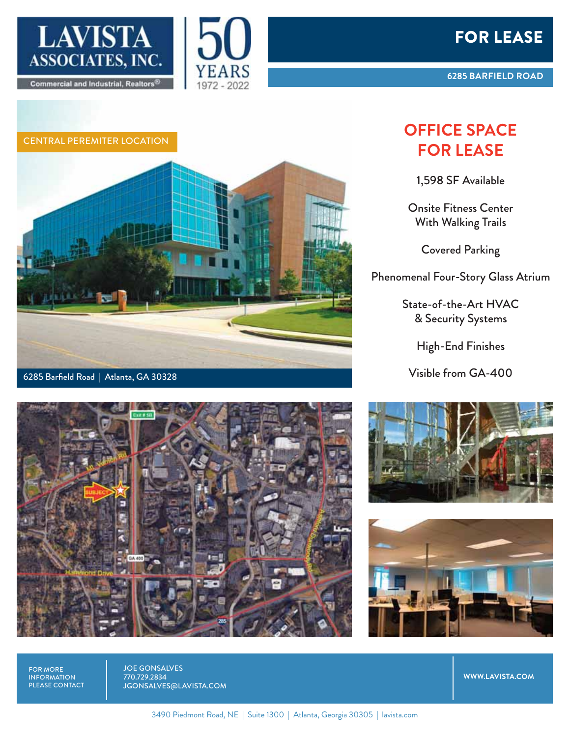LAVISTA ASSOCIATES, INC.

Commercial and Industrial, Realtors®

50 YEARS 1972 - 2022

# FOR LEASE

6285 BARFIELD ROAD

CENTRAL PEREMITER LOCATION

6285 Barfield Road | Atlanta, GA 30328

## OFFICE SPACE FOR LEASE

1,598 SF Available

Onsite Fitness Center With Walking Trails

Covered Parking

Phenomenal Four-Story Glass Atrium

State-of-the-Art HVAC & Security Systems

High-End Finishes

Visible from GA-400

FOR MORE INFORMATION PLEASE CONTACT

JOE GONSALVES
770.729.2834
JGONSALVES@LAVISTA.COM

WWW.LAVISTA.COM

3490 Piedmont Road, NE | Suite 1300 | Atlanta, Georgia 30305 | lavista.com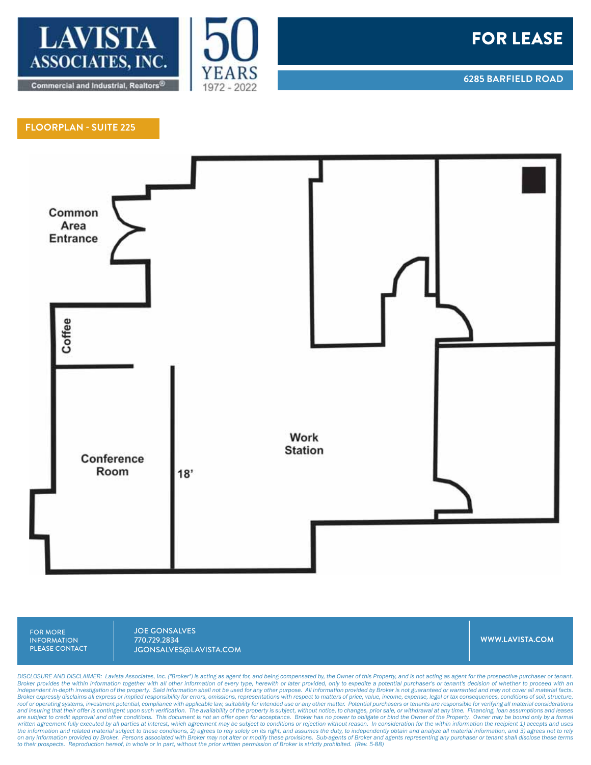LAVISTA ASSOCIATES, INC.

Commercial and Industrial, Realtors®

50 YEARS 1972 - 2022

# FOR LEASE

**6285 BARFIELD ROAD**

## FLOORPLAN - SUITE 225

Common Area Entrance

Coffee

Conference Room

18'

Work Station

FOR MORE INFORMATION PLEASE CONTACT

JOE GONSALVES
770.729.2834
JGONSALVES@LAVISTA.COM

WWW.LAVISTA.COM

*DISCLOSURE AND DISCLAIMER: Lavista Associates, Inc. ("Broker") is acting as agent for, and being compensated by, the Owner of this Property, and is not acting as agent for the prospective purchaser or tenant. Broker provides the within information together with all other information of every type, herewith or later provided, only to expedite a potential purchaser's or tenant's decision of whether to proceed with an independent in-depth investigation of the property. Said information shall not be used for any other purpose. All information provided by Broker is not guaranteed or warranted and may not cover all material facts. Broker expressly disclaims all express or implied responsibility for errors, omissions, representations with respect to matters of price, value, income, expense, legal or tax consequences, conditions of soil, structure, roof or operating systems, investment potential, compliance with applicable law, suitability for intended use or any other matter. Potential purchasers or tenants are responsible for verifying all material considerations and insuring that their offer is contingent upon such verification. The availability of the property is subject, without notice, to changes, prior sale, or withdrawal at any time. Financing, loan assumptions and leases are subject to credit approval and other conditions. This document is not an offer open for acceptance. Broker has no power to obligate or bind the Owner of the Property. Owner may be bound only by a formal written agreement fully executed by all parties at interest, which agreement may be subject to conditions or rejection without reason. In consideration for the within information the recipient 1) accepts and uses the information and related material subject to these conditions, 2) agrees to rely solely on its right, and assumes the duty, to independently obtain and analyze all material information, and 3) agrees not to rely on any information provided by Broker. Persons associated with Broker may not alter or modify these provisions. Sub-agents of Broker and agents representing any purchaser or tenant shall disclose these terms to their prospects. Reproduction hereof, in whole or in part, without the prior written permission of Broker is strictly prohibited. (Rev. 5-88)*